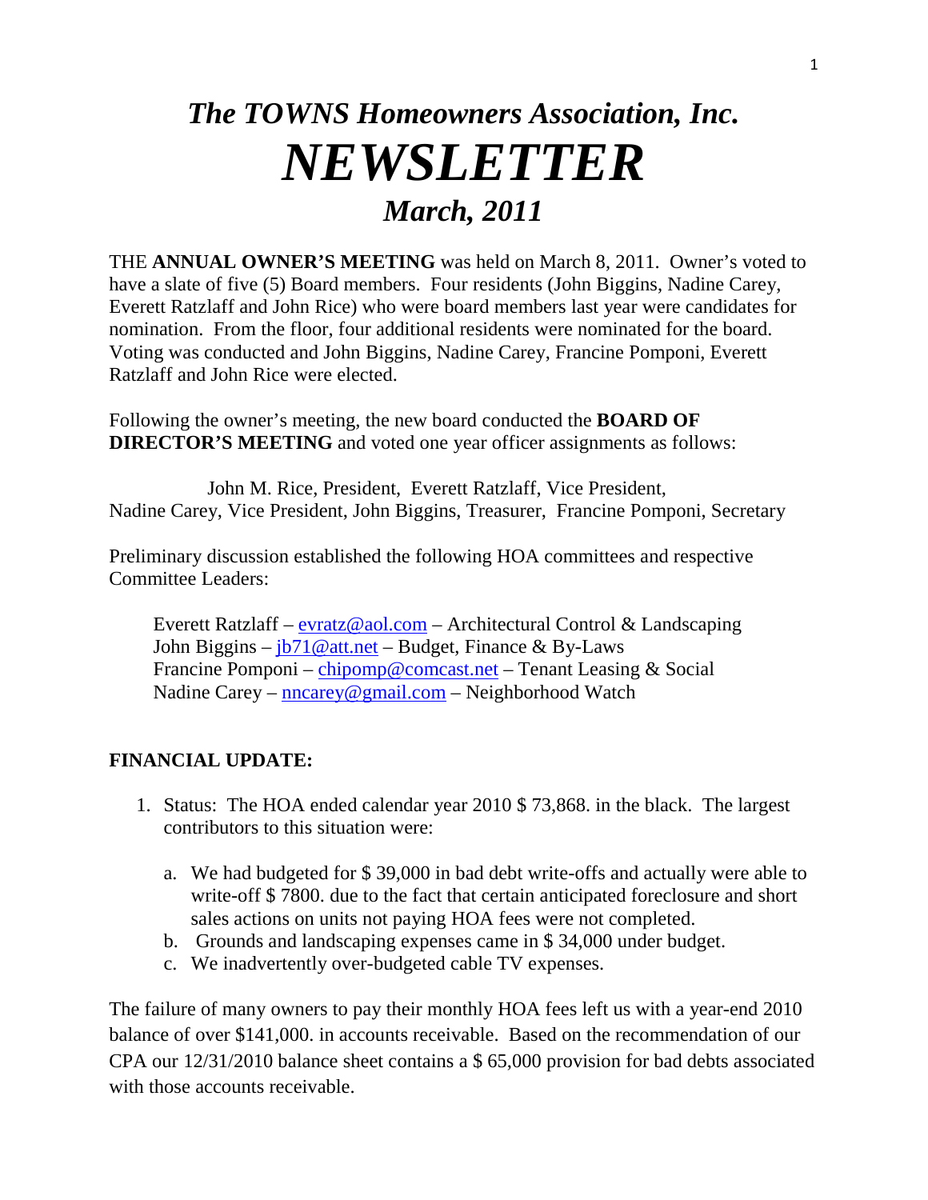# *The TOWNS Homeowners Association, Inc.*

# ***NEWSLETTER***

## ***March, 2011***

THE **ANNUAL OWNER'S MEETING** was held on March 8, 2011. Owner's voted to have a slate of five (5) Board members. Four residents (John Biggins, Nadine Carey, Everett Ratzlaff and John Rice) who were board members last year were candidates for nomination. From the floor, four additional residents were nominated for the board. Voting was conducted and John Biggins, Nadine Carey, Francine Pomponi, Everett Ratzlaff and John Rice were elected.

Following the owner's meeting, the new board conducted the **BOARD OF DIRECTOR'S MEETING** and voted one year officer assignments as follows:

John M. Rice, President, Everett Ratzlaff, Vice President, Nadine Carey, Vice President, John Biggins, Treasurer, Francine Pomponi, Secretary

Preliminary discussion established the following HOA committees and respective Committee Leaders:

Everett Ratzlaff – evratz@aol.com – Architectural Control & Landscaping
John Biggins – jb71@att.net – Budget, Finance & By-Laws
Francine Pomponi – chipomp@comcast.net – Tenant Leasing & Social
Nadine Carey – nncarey@gmail.com – Neighborhood Watch

**FINANCIAL UPDATE:**

1. Status: The HOA ended calendar year 2010 $ 73,868. in the black. The largest contributors to this situation were:

   a. We had budgeted for $ 39,000 in bad debt write-offs and actually were able to write-off $ 7800. due to the fact that certain anticipated foreclosure and short sales actions on units not paying HOA fees were not completed.
   b. Grounds and landscaping expenses came in $ 34,000 under budget.
   c. We inadvertently over-budgeted cable TV expenses.

The failure of many owners to pay their monthly HOA fees left us with a year-end 2010 balance of over $141,000. in accounts receivable. Based on the recommendation of our CPA our 12/31/2010 balance sheet contains a $ 65,000 provision for bad debts associated with those accounts receivable.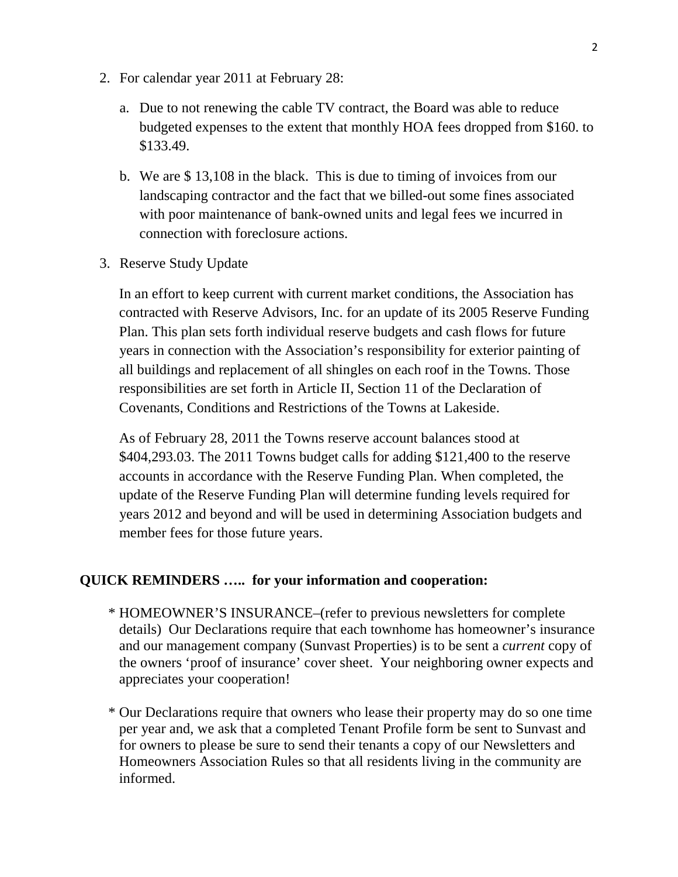2. For calendar year 2011 at February 28:

   a. Due to not renewing the cable TV contract, the Board was able to reduce budgeted expenses to the extent that monthly HOA fees dropped from $160. to $133.49.

   b. We are $ 13,108 in the black. This is due to timing of invoices from our landscaping contractor and the fact that we billed-out some fines associated with poor maintenance of bank-owned units and legal fees we incurred in connection with foreclosure actions.

3. Reserve Study Update

   In an effort to keep current with current market conditions, the Association has contracted with Reserve Advisors, Inc. for an update of its 2005 Reserve Funding Plan. This plan sets forth individual reserve budgets and cash flows for future years in connection with the Association's responsibility for exterior painting of all buildings and replacement of all shingles on each roof in the Towns. Those responsibilities are set forth in Article II, Section 11 of the Declaration of Covenants, Conditions and Restrictions of the Towns at Lakeside.

   As of February 28, 2011 the Towns reserve account balances stood at $404,293.03. The 2011 Towns budget calls for adding $121,400 to the reserve accounts in accordance with the Reserve Funding Plan. When completed, the update of the Reserve Funding Plan will determine funding levels required for years 2012 and beyond and will be used in determining Association budgets and member fees for those future years.

**QUICK REMINDERS ….. for your information and cooperation:**

* HOMEOWNER'S INSURANCE–(refer to previous newsletters for complete details) Our Declarations require that each townhome has homeowner's insurance and our management company (Sunvast Properties) is to be sent a *current* copy of the owners 'proof of insurance' cover sheet. Your neighboring owner expects and appreciates your cooperation!

* Our Declarations require that owners who lease their property may do so one time per year and, we ask that a completed Tenant Profile form be sent to Sunvast and for owners to please be sure to send their tenants a copy of our Newsletters and Homeowners Association Rules so that all residents living in the community are informed.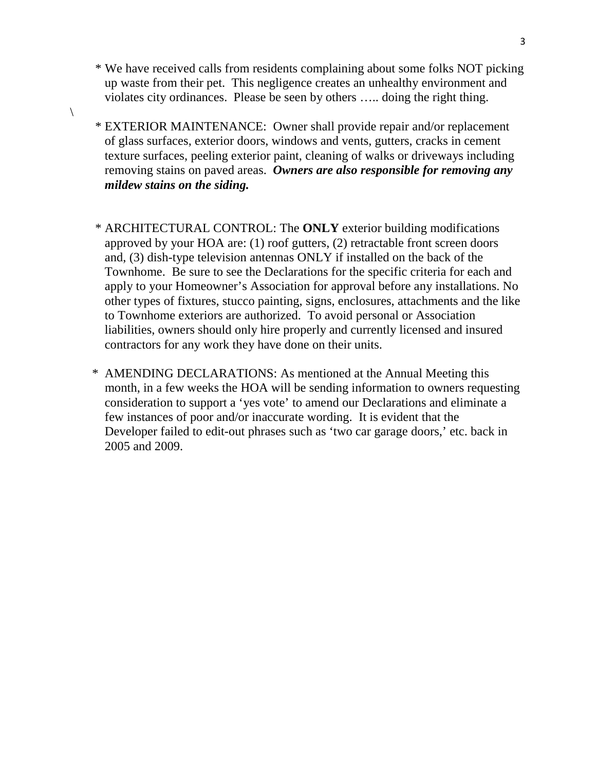* We have received calls from residents complaining about some folks NOT picking up waste from their pet. This negligence creates an unhealthy environment and violates city ordinances. Please be seen by others ….. doing the right thing.

\

* EXTERIOR MAINTENANCE: Owner shall provide repair and/or replacement of glass surfaces, exterior doors, windows and vents, gutters, cracks in cement texture surfaces, peeling exterior paint, cleaning of walks or driveways including removing stains on paved areas. ***Owners are also responsible for removing any mildew stains on the siding.***

* ARCHITECTURAL CONTROL: The **ONLY** exterior building modifications approved by your HOA are: (1) roof gutters, (2) retractable front screen doors and, (3) dish-type television antennas ONLY if installed on the back of the Townhome. Be sure to see the Declarations for the specific criteria for each and apply to your Homeowner's Association for approval before any installations. No other types of fixtures, stucco painting, signs, enclosures, attachments and the like to Townhome exteriors are authorized. To avoid personal or Association liabilities, owners should only hire properly and currently licensed and insured contractors for any work they have done on their units.

* AMENDING DECLARATIONS: As mentioned at the Annual Meeting this month, in a few weeks the HOA will be sending information to owners requesting consideration to support a 'yes vote' to amend our Declarations and eliminate a few instances of poor and/or inaccurate wording. It is evident that the Developer failed to edit-out phrases such as 'two car garage doors,' etc. back in 2005 and 2009.